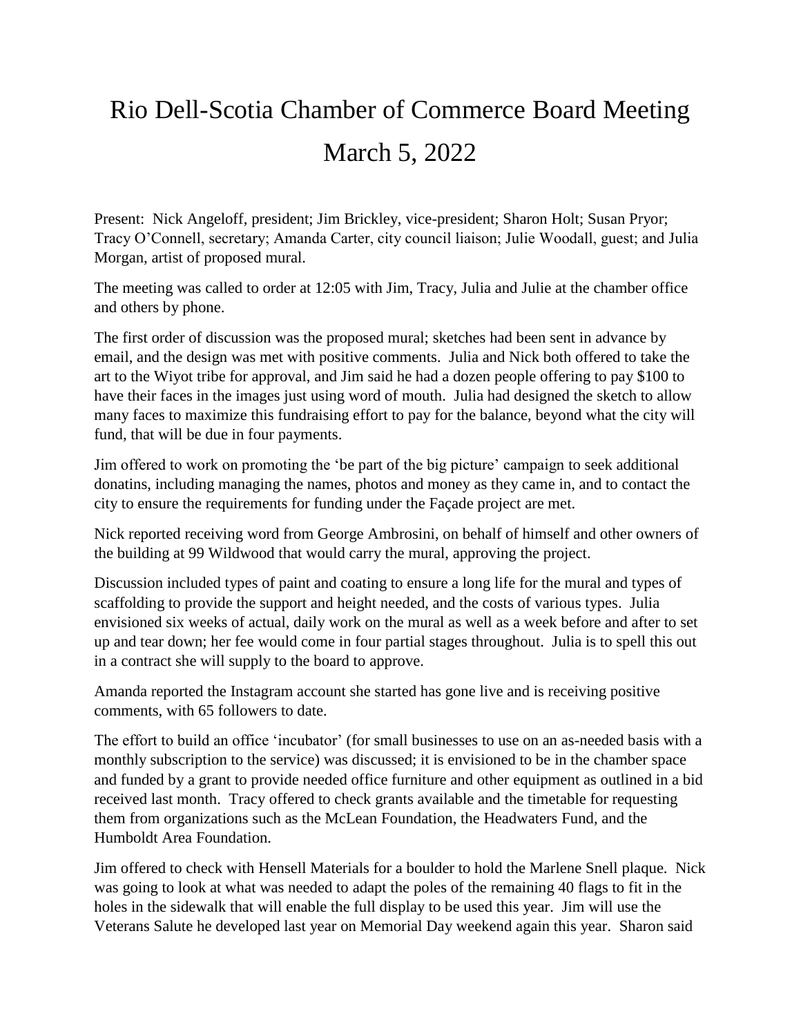# Rio Dell-Scotia Chamber of Commerce Board Meeting
# March 5, 2022

Present: Nick Angeloff, president; Jim Brickley, vice-president; Sharon Holt; Susan Pryor; Tracy O'Connell, secretary; Amanda Carter, city council liaison; Julie Woodall, guest; and Julia Morgan, artist of proposed mural.

The meeting was called to order at 12:05 with Jim, Tracy, Julia and Julie at the chamber office and others by phone.

The first order of discussion was the proposed mural; sketches had been sent in advance by email, and the design was met with positive comments. Julia and Nick both offered to take the art to the Wiyot tribe for approval, and Jim said he had a dozen people offering to pay $100 to have their faces in the images just using word of mouth. Julia had designed the sketch to allow many faces to maximize this fundraising effort to pay for the balance, beyond what the city will fund, that will be due in four payments.

Jim offered to work on promoting the 'be part of the big picture' campaign to seek additional donatins, including managing the names, photos and money as they came in, and to contact the city to ensure the requirements for funding under the Façade project are met.

Nick reported receiving word from George Ambrosini, on behalf of himself and other owners of the building at 99 Wildwood that would carry the mural, approving the project.

Discussion included types of paint and coating to ensure a long life for the mural and types of scaffolding to provide the support and height needed, and the costs of various types. Julia envisioned six weeks of actual, daily work on the mural as well as a week before and after to set up and tear down; her fee would come in four partial stages throughout. Julia is to spell this out in a contract she will supply to the board to approve.

Amanda reported the Instagram account she started has gone live and is receiving positive comments, with 65 followers to date.

The effort to build an office 'incubator' (for small businesses to use on an as-needed basis with a monthly subscription to the service) was discussed; it is envisioned to be in the chamber space and funded by a grant to provide needed office furniture and other equipment as outlined in a bid received last month. Tracy offered to check grants available and the timetable for requesting them from organizations such as the McLean Foundation, the Headwaters Fund, and the Humboldt Area Foundation.

Jim offered to check with Hensell Materials for a boulder to hold the Marlene Snell plaque. Nick was going to look at what was needed to adapt the poles of the remaining 40 flags to fit in the holes in the sidewalk that will enable the full display to be used this year. Jim will use the Veterans Salute he developed last year on Memorial Day weekend again this year. Sharon said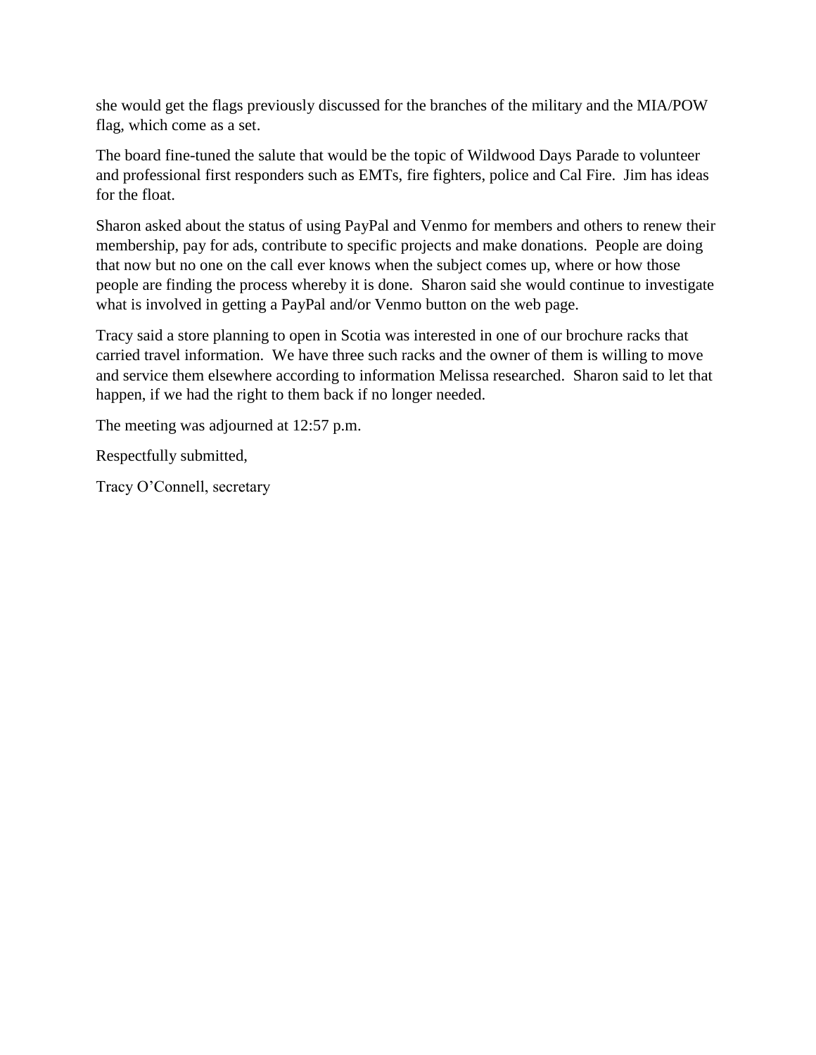she would get the flags previously discussed for the branches of the military and the MIA/POW flag, which come as a set.

The board fine-tuned the salute that would be the topic of Wildwood Days Parade to volunteer and professional first responders such as EMTs, fire fighters, police and Cal Fire. Jim has ideas for the float.

Sharon asked about the status of using PayPal and Venmo for members and others to renew their membership, pay for ads, contribute to specific projects and make donations. People are doing that now but no one on the call ever knows when the subject comes up, where or how those people are finding the process whereby it is done. Sharon said she would continue to investigate what is involved in getting a PayPal and/or Venmo button on the web page.

Tracy said a store planning to open in Scotia was interested in one of our brochure racks that carried travel information. We have three such racks and the owner of them is willing to move and service them elsewhere according to information Melissa researched. Sharon said to let that happen, if we had the right to them back if no longer needed.

The meeting was adjourned at 12:57 p.m.

Respectfully submitted,

Tracy O'Connell, secretary